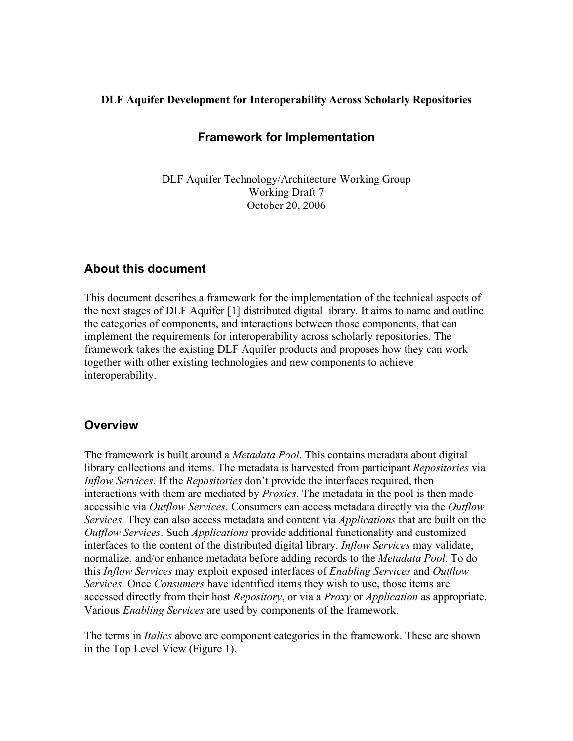**DLF Aquifer Development for Interoperability Across Scholarly Repositories**

# Framework for Implementation

DLF Aquifer Technology/Architecture Working Group
Working Draft 7
October 20, 2006

## About this document

This document describes a framework for the implementation of the technical aspects of the next stages of DLF Aquifer [1] distributed digital library. It aims to name and outline the categories of components, and interactions between those components, that can implement the requirements for interoperability across scholarly repositories. The framework takes the existing DLF Aquifer products and proposes how they can work together with other existing technologies and new components to achieve interoperability.

## Overview

The framework is built around a *Metadata Pool*. This contains metadata about digital library collections and items. The metadata is harvested from participant *Repositories* via *Inflow Services*. If the *Repositories* don't provide the interfaces required, then interactions with them are mediated by *Proxies*. The metadata in the pool is then made accessible via *Outflow Services*. Consumers can access metadata directly via the *Outflow Services*. They can also access metadata and content via *Applications* that are built on the *Outflow Services*. Such *Applications* provide additional functionality and customized interfaces to the content of the distributed digital library. *Inflow Services* may validate, normalize, and/or enhance metadata before adding records to the *Metadata Pool*. To do this *Inflow Services* may exploit exposed interfaces of *Enabling Services* and *Outflow Services*. Once *Consumers* have identified items they wish to use, those items are accessed directly from their host *Repository*, or via a *Proxy* or *Application* as appropriate. Various *Enabling Services* are used by components of the framework.

The terms in *Italics* above are component categories in the framework. These are shown in the Top Level View (Figure 1).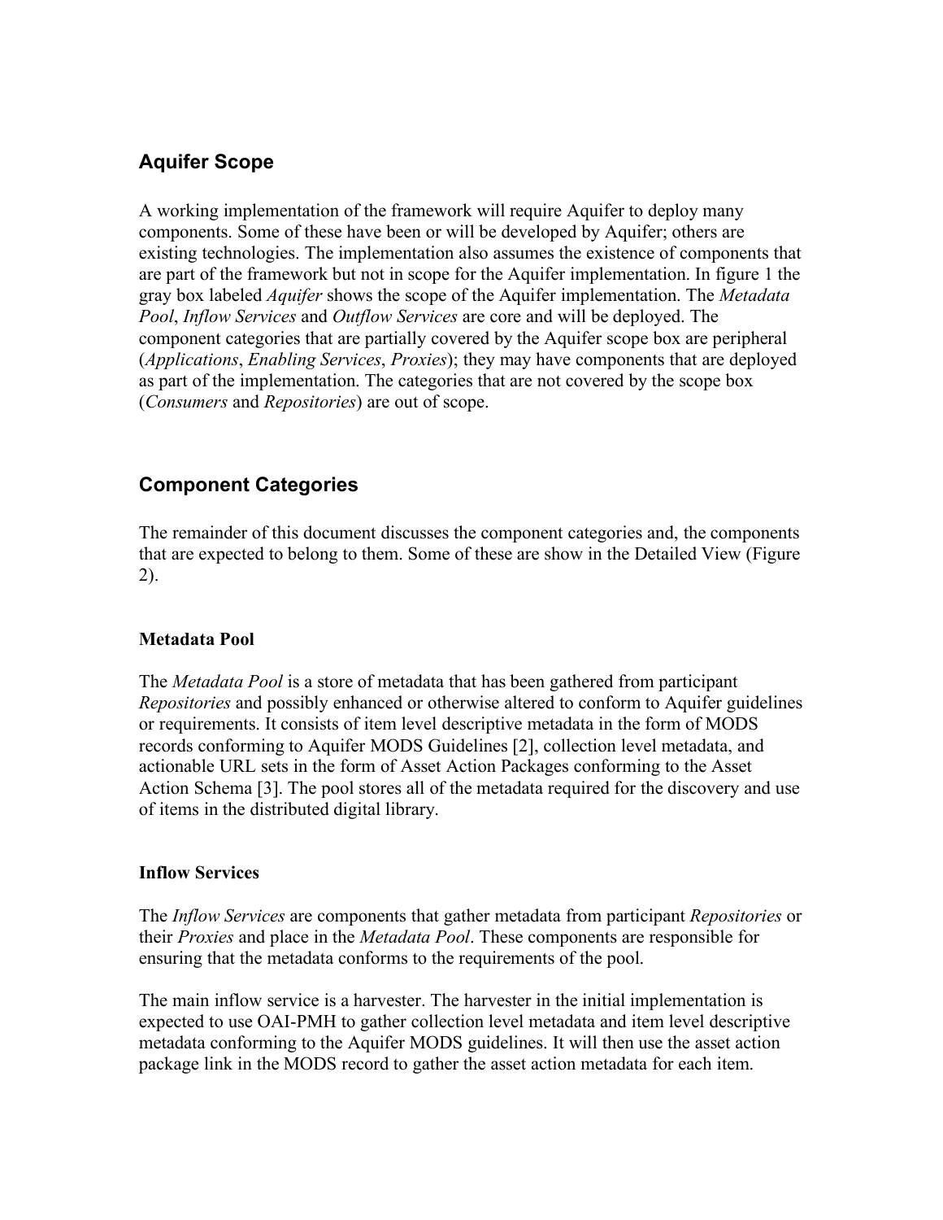## Aquifer Scope

A working implementation of the framework will require Aquifer to deploy many components. Some of these have been or will be developed by Aquifer; others are existing technologies. The implementation also assumes the existence of components that are part of the framework but not in scope for the Aquifer implementation. In figure 1 the gray box labeled *Aquifer* shows the scope of the Aquifer implementation. The *Metadata Pool*, *Inflow Services* and *Outflow Services* are core and will be deployed. The component categories that are partially covered by the Aquifer scope box are peripheral (*Applications*, *Enabling Services*, *Proxies*); they may have components that are deployed as part of the implementation. The categories that are not covered by the scope box (*Consumers* and *Repositories*) are out of scope.

## Component Categories

The remainder of this document discusses the component categories and, the components that are expected to belong to them. Some of these are show in the Detailed View (Figure 2).

### Metadata Pool

The *Metadata Pool* is a store of metadata that has been gathered from participant *Repositories* and possibly enhanced or otherwise altered to conform to Aquifer guidelines or requirements. It consists of item level descriptive metadata in the form of MODS records conforming to Aquifer MODS Guidelines [2], collection level metadata, and actionable URL sets in the form of Asset Action Packages conforming to the Asset Action Schema [3]. The pool stores all of the metadata required for the discovery and use of items in the distributed digital library.

### Inflow Services

The *Inflow Services* are components that gather metadata from participant *Repositories* or their *Proxies* and place in the *Metadata Pool*. These components are responsible for ensuring that the metadata conforms to the requirements of the pool.

The main inflow service is a harvester. The harvester in the initial implementation is expected to use OAI-PMH to gather collection level metadata and item level descriptive metadata conforming to the Aquifer MODS guidelines. It will then use the asset action package link in the MODS record to gather the asset action metadata for each item.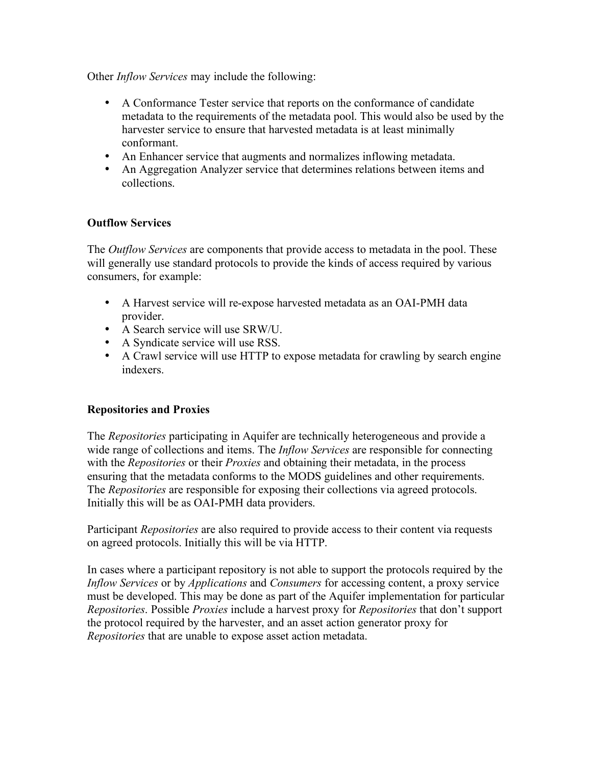Other *Inflow Services* may include the following:

- A Conformance Tester service that reports on the conformance of candidate metadata to the requirements of the metadata pool. This would also be used by the harvester service to ensure that harvested metadata is at least minimally conformant.
- An Enhancer service that augments and normalizes inflowing metadata.
- An Aggregation Analyzer service that determines relations between items and collections.

**Outflow Services**

The *Outflow Services* are components that provide access to metadata in the pool. These will generally use standard protocols to provide the kinds of access required by various consumers, for example:

- A Harvest service will re-expose harvested metadata as an OAI-PMH data provider.
- A Search service will use SRW/U.
- A Syndicate service will use RSS.
- A Crawl service will use HTTP to expose metadata for crawling by search engine indexers.

**Repositories and Proxies**

The *Repositories* participating in Aquifer are technically heterogeneous and provide a wide range of collections and items. The *Inflow Services* are responsible for connecting with the *Repositories* or their *Proxies* and obtaining their metadata, in the process ensuring that the metadata conforms to the MODS guidelines and other requirements. The *Repositories* are responsible for exposing their collections via agreed protocols. Initially this will be as OAI-PMH data providers.

Participant *Repositories* are also required to provide access to their content via requests on agreed protocols. Initially this will be via HTTP.

In cases where a participant repository is not able to support the protocols required by the *Inflow Services* or by *Applications* and *Consumers* for accessing content, a proxy service must be developed. This may be done as part of the Aquifer implementation for particular *Repositories*. Possible *Proxies* include a harvest proxy for *Repositories* that don't support the protocol required by the harvester, and an asset action generator proxy for *Repositories* that are unable to expose asset action metadata.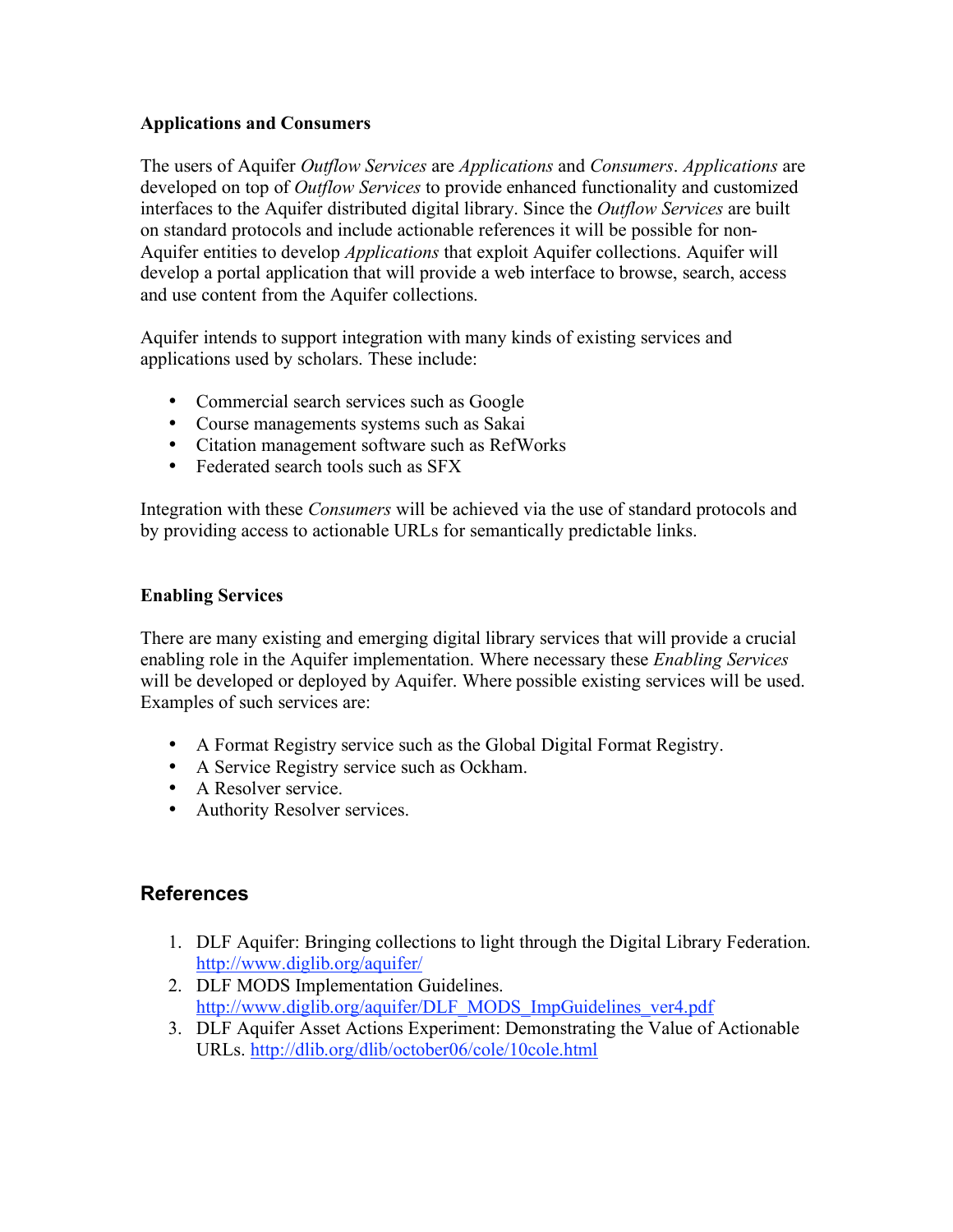**Applications and Consumers**

The users of Aquifer *Outflow Services* are *Applications* and *Consumers*. *Applications* are developed on top of *Outflow Services* to provide enhanced functionality and customized interfaces to the Aquifer distributed digital library. Since the *Outflow Services* are built on standard protocols and include actionable references it will be possible for non-Aquifer entities to develop *Applications* that exploit Aquifer collections. Aquifer will develop a portal application that will provide a web interface to browse, search, access and use content from the Aquifer collections.

Aquifer intends to support integration with many kinds of existing services and applications used by scholars. These include:

- Commercial search services such as Google
- Course managements systems such as Sakai
- Citation management software such as RefWorks
- Federated search tools such as SFX

Integration with these *Consumers* will be achieved via the use of standard protocols and by providing access to actionable URLs for semantically predictable links.

**Enabling Services**

There are many existing and emerging digital library services that will provide a crucial enabling role in the Aquifer implementation. Where necessary these *Enabling Services* will be developed or deployed by Aquifer. Where possible existing services will be used. Examples of such services are:

- A Format Registry service such as the Global Digital Format Registry.
- A Service Registry service such as Ockham.
- A Resolver service.
- Authority Resolver services.

## References

1. DLF Aquifer: Bringing collections to light through the Digital Library Federation. http://www.diglib.org/aquifer/
2. DLF MODS Implementation Guidelines. http://www.diglib.org/aquifer/DLF_MODS_ImpGuidelines_ver4.pdf
3. DLF Aquifer Asset Actions Experiment: Demonstrating the Value of Actionable URLs. http://dlib.org/dlib/october06/cole/10cole.html